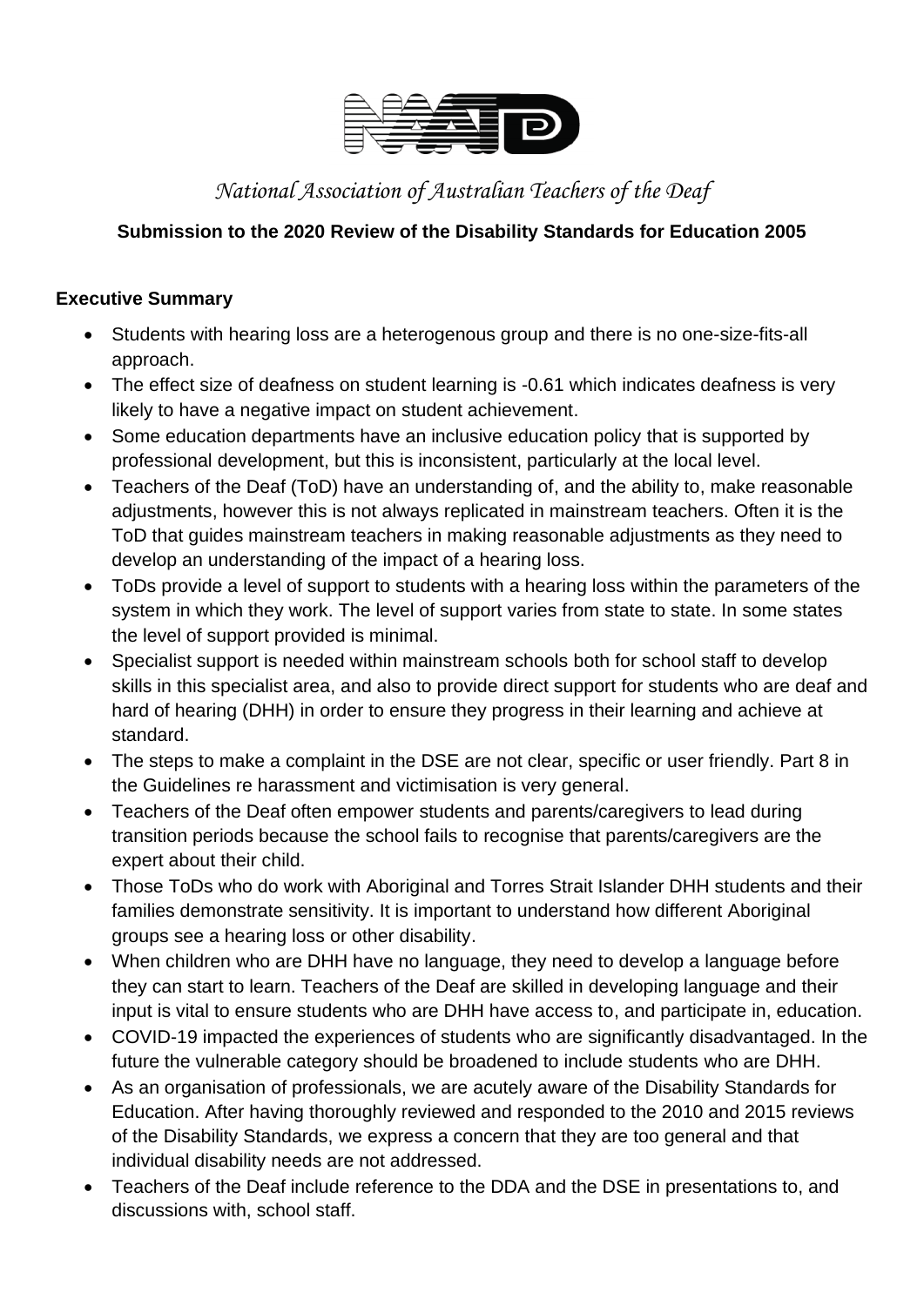*National Association of Australian Teachers of the Deaf*

**Submission to the 2020 Review of the Disability Standards for Education 2005**

## Executive Summary

- Students with hearing loss are a heterogenous group and there is no one-size-fits-all approach.
- The effect size of deafness on student learning is -0.61 which indicates deafness is very likely to have a negative impact on student achievement.
- Some education departments have an inclusive education policy that is supported by professional development, but this is inconsistent, particularly at the local level.
- Teachers of the Deaf (ToD) have an understanding of, and the ability to, make reasonable adjustments, however this is not always replicated in mainstream teachers. Often it is the ToD that guides mainstream teachers in making reasonable adjustments as they need to develop an understanding of the impact of a hearing loss.
- ToDs provide a level of support to students with a hearing loss within the parameters of the system in which they work. The level of support varies from state to state. In some states the level of support provided is minimal.
- Specialist support is needed within mainstream schools both for school staff to develop skills in this specialist area, and also to provide direct support for students who are deaf and hard of hearing (DHH) in order to ensure they progress in their learning and achieve at standard.
- The steps to make a complaint in the DSE are not clear, specific or user friendly. Part 8 in the Guidelines re harassment and victimisation is very general.
- Teachers of the Deaf often empower students and parents/caregivers to lead during transition periods because the school fails to recognise that parents/caregivers are the expert about their child.
- Those ToDs who do work with Aboriginal and Torres Strait Islander DHH students and their families demonstrate sensitivity. It is important to understand how different Aboriginal groups see a hearing loss or other disability.
- When children who are DHH have no language, they need to develop a language before they can start to learn. Teachers of the Deaf are skilled in developing language and their input is vital to ensure students who are DHH have access to, and participate in, education.
- COVID-19 impacted the experiences of students who are significantly disadvantaged. In the future the vulnerable category should be broadened to include students who are DHH.
- As an organisation of professionals, we are acutely aware of the Disability Standards for Education. After having thoroughly reviewed and responded to the 2010 and 2015 reviews of the Disability Standards, we express a concern that they are too general and that individual disability needs are not addressed.
- Teachers of the Deaf include reference to the DDA and the DSE in presentations to, and discussions with, school staff.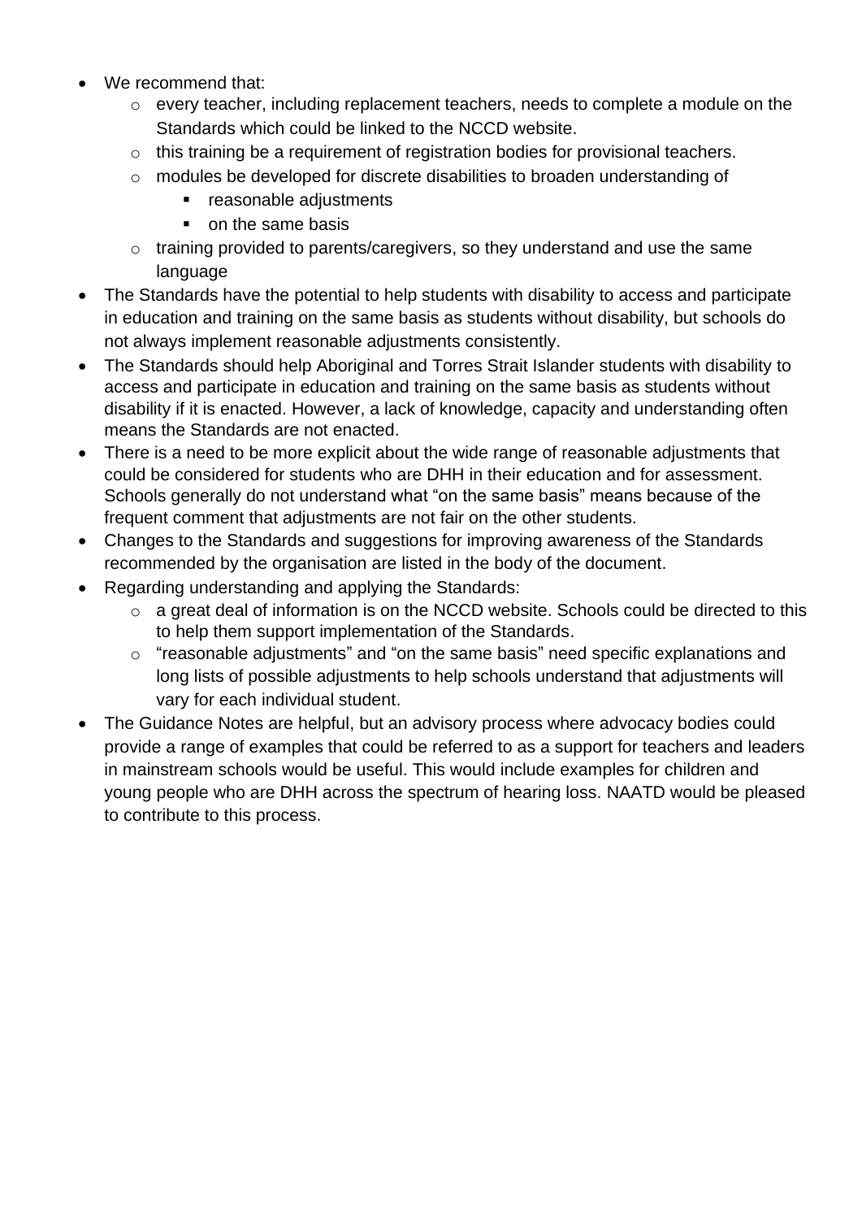- We recommend that:
  - every teacher, including replacement teachers, needs to complete a module on the Standards which could be linked to the NCCD website.
  - this training be a requirement of registration bodies for provisional teachers.
  - modules be developed for discrete disabilities to broaden understanding of
    - reasonable adjustments
    - on the same basis
  - training provided to parents/caregivers, so they understand and use the same language
- The Standards have the potential to help students with disability to access and participate in education and training on the same basis as students without disability, but schools do not always implement reasonable adjustments consistently.
- The Standards should help Aboriginal and Torres Strait Islander students with disability to access and participate in education and training on the same basis as students without disability if it is enacted. However, a lack of knowledge, capacity and understanding often means the Standards are not enacted.
- There is a need to be more explicit about the wide range of reasonable adjustments that could be considered for students who are DHH in their education and for assessment. Schools generally do not understand what "on the same basis" means because of the frequent comment that adjustments are not fair on the other students.
- Changes to the Standards and suggestions for improving awareness of the Standards recommended by the organisation are listed in the body of the document.
- Regarding understanding and applying the Standards:
  - a great deal of information is on the NCCD website. Schools could be directed to this to help them support implementation of the Standards.
  - "reasonable adjustments" and "on the same basis" need specific explanations and long lists of possible adjustments to help schools understand that adjustments will vary for each individual student.
- The Guidance Notes are helpful, but an advisory process where advocacy bodies could provide a range of examples that could be referred to as a support for teachers and leaders in mainstream schools would be useful. This would include examples for children and young people who are DHH across the spectrum of hearing loss. NAATD would be pleased to contribute to this process.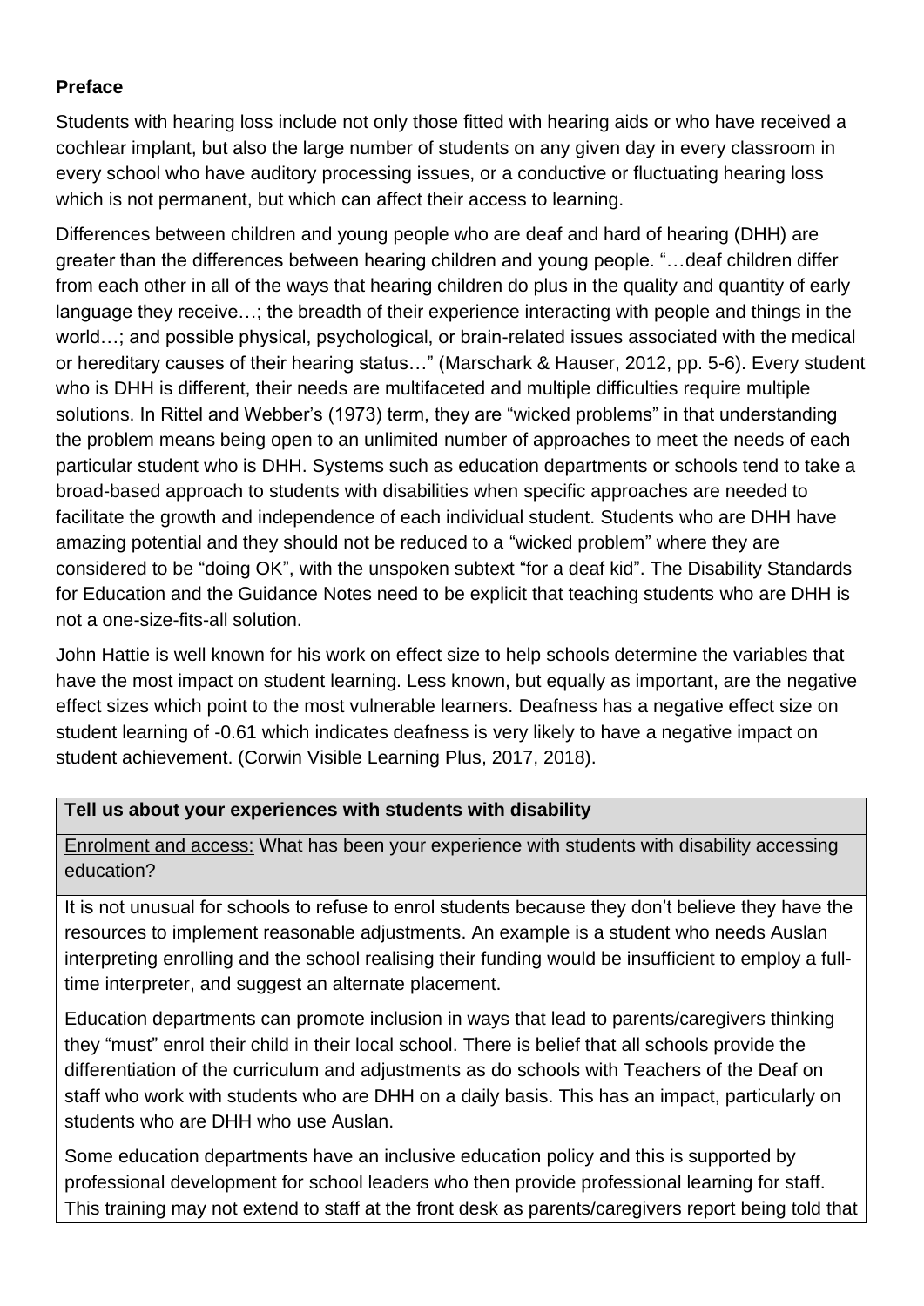**Preface**

Students with hearing loss include not only those fitted with hearing aids or who have received a cochlear implant, but also the large number of students on any given day in every classroom in every school who have auditory processing issues, or a conductive or fluctuating hearing loss which is not permanent, but which can affect their access to learning.

Differences between children and young people who are deaf and hard of hearing (DHH) are greater than the differences between hearing children and young people. "…deaf children differ from each other in all of the ways that hearing children do plus in the quality and quantity of early language they receive…; the breadth of their experience interacting with people and things in the world…; and possible physical, psychological, or brain-related issues associated with the medical or hereditary causes of their hearing status…" (Marschark & Hauser, 2012, pp. 5-6). Every student who is DHH is different, their needs are multifaceted and multiple difficulties require multiple solutions. In Rittel and Webber's (1973) term, they are "wicked problems" in that understanding the problem means being open to an unlimited number of approaches to meet the needs of each particular student who is DHH. Systems such as education departments or schools tend to take a broad-based approach to students with disabilities when specific approaches are needed to facilitate the growth and independence of each individual student. Students who are DHH have amazing potential and they should not be reduced to a "wicked problem" where they are considered to be "doing OK", with the unspoken subtext "for a deaf kid". The Disability Standards for Education and the Guidance Notes need to be explicit that teaching students who are DHH is not a one-size-fits-all solution.

John Hattie is well known for his work on effect size to help schools determine the variables that have the most impact on student learning. Less known, but equally as important, are the negative effect sizes which point to the most vulnerable learners. Deafness has a negative effect size on student learning of -0.61 which indicates deafness is very likely to have a negative impact on student achievement. (Corwin Visible Learning Plus, 2017, 2018).

| **Tell us about your experiences with students with disability** |
| --- |
| Enrolment and access: What has been your experience with students with disability accessing education? |
| It is not unusual for schools to refuse to enrol students because they don't believe they have the resources to implement reasonable adjustments. An example is a student who needs Auslan interpreting enrolling and the school realising their funding would be insufficient to employ a full-time interpreter, and suggest an alternate placement.<br><br>Education departments can promote inclusion in ways that lead to parents/caregivers thinking they "must" enrol their child in their local school. There is belief that all schools provide the differentiation of the curriculum and adjustments as do schools with Teachers of the Deaf on staff who work with students who are DHH on a daily basis. This has an impact, particularly on students who are DHH who use Auslan.<br><br>Some education departments have an inclusive education policy and this is supported by professional development for school leaders who then provide professional learning for staff. This training may not extend to staff at the front desk as parents/caregivers report being told that |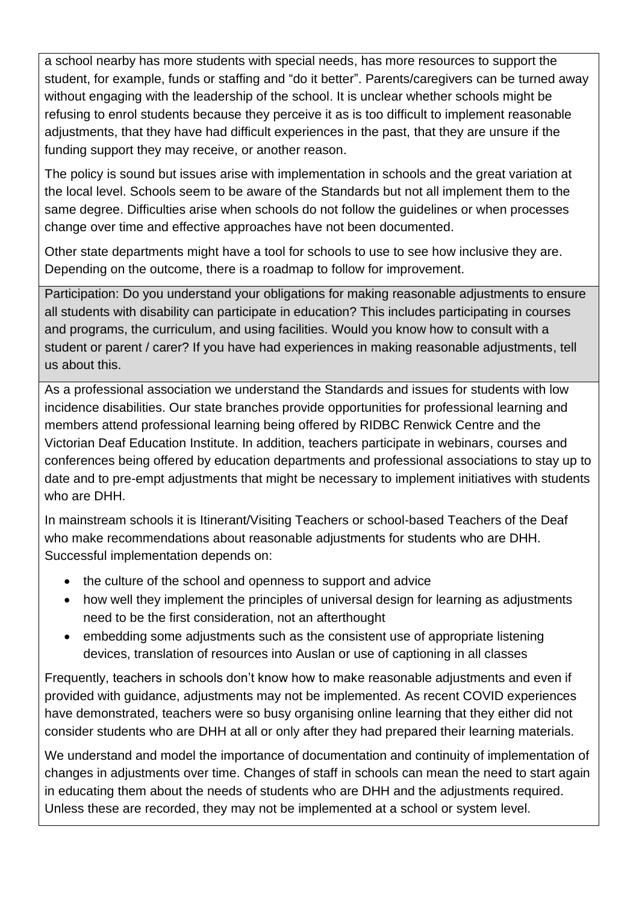a school nearby has more students with special needs, has more resources to support the student, for example, funds or staffing and "do it better". Parents/caregivers can be turned away without engaging with the leadership of the school. It is unclear whether schools might be refusing to enrol students because they perceive it as is too difficult to implement reasonable adjustments, that they have had difficult experiences in the past, that they are unsure if the funding support they may receive, or another reason.

The policy is sound but issues arise with implementation in schools and the great variation at the local level. Schools seem to be aware of the Standards but not all implement them to the same degree. Difficulties arise when schools do not follow the guidelines or when processes change over time and effective approaches have not been documented.

Other state departments might have a tool for schools to use to see how inclusive they are. Depending on the outcome, there is a roadmap to follow for improvement.

Participation: Do you understand your obligations for making reasonable adjustments to ensure all students with disability can participate in education? This includes participating in courses and programs, the curriculum, and using facilities. Would you know how to consult with a student or parent / carer? If you have had experiences in making reasonable adjustments, tell us about this.

As a professional association we understand the Standards and issues for students with low incidence disabilities. Our state branches provide opportunities for professional learning and members attend professional learning being offered by RIDBC Renwick Centre and the Victorian Deaf Education Institute. In addition, teachers participate in webinars, courses and conferences being offered by education departments and professional associations to stay up to date and to pre-empt adjustments that might be necessary to implement initiatives with students who are DHH.

In mainstream schools it is Itinerant/Visiting Teachers or school-based Teachers of the Deaf who make recommendations about reasonable adjustments for students who are DHH. Successful implementation depends on:

- the culture of the school and openness to support and advice
- how well they implement the principles of universal design for learning as adjustments need to be the first consideration, not an afterthought
- embedding some adjustments such as the consistent use of appropriate listening devices, translation of resources into Auslan or use of captioning in all classes

Frequently, teachers in schools don't know how to make reasonable adjustments and even if provided with guidance, adjustments may not be implemented. As recent COVID experiences have demonstrated, teachers were so busy organising online learning that they either did not consider students who are DHH at all or only after they had prepared their learning materials.

We understand and model the importance of documentation and continuity of implementation of changes in adjustments over time. Changes of staff in schools can mean the need to start again in educating them about the needs of students who are DHH and the adjustments required. Unless these are recorded, they may not be implemented at a school or system level.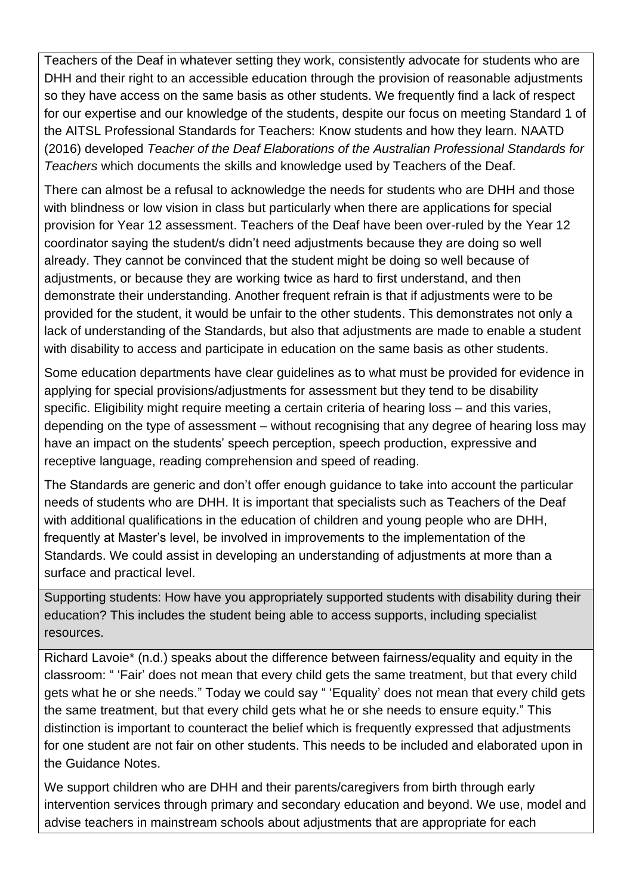Teachers of the Deaf in whatever setting they work, consistently advocate for students who are DHH and their right to an accessible education through the provision of reasonable adjustments so they have access on the same basis as other students. We frequently find a lack of respect for our expertise and our knowledge of the students, despite our focus on meeting Standard 1 of the AITSL Professional Standards for Teachers: Know students and how they learn. NAATD (2016) developed *Teacher of the Deaf Elaborations of the Australian Professional Standards for Teachers* which documents the skills and knowledge used by Teachers of the Deaf.

There can almost be a refusal to acknowledge the needs for students who are DHH and those with blindness or low vision in class but particularly when there are applications for special provision for Year 12 assessment. Teachers of the Deaf have been over-ruled by the Year 12 coordinator saying the student/s didn't need adjustments because they are doing so well already. They cannot be convinced that the student might be doing so well because of adjustments, or because they are working twice as hard to first understand, and then demonstrate their understanding. Another frequent refrain is that if adjustments were to be provided for the student, it would be unfair to the other students. This demonstrates not only a lack of understanding of the Standards, but also that adjustments are made to enable a student with disability to access and participate in education on the same basis as other students.

Some education departments have clear guidelines as to what must be provided for evidence in applying for special provisions/adjustments for assessment but they tend to be disability specific. Eligibility might require meeting a certain criteria of hearing loss – and this varies, depending on the type of assessment – without recognising that any degree of hearing loss may have an impact on the students' speech perception, speech production, expressive and receptive language, reading comprehension and speed of reading.

The Standards are generic and don't offer enough guidance to take into account the particular needs of students who are DHH. It is important that specialists such as Teachers of the Deaf with additional qualifications in the education of children and young people who are DHH, frequently at Master's level, be involved in improvements to the implementation of the Standards. We could assist in developing an understanding of adjustments at more than a surface and practical level.

Supporting students: How have you appropriately supported students with disability during their education? This includes the student being able to access supports, including specialist resources.

Richard Lavoie* (n.d.) speaks about the difference between fairness/equality and equity in the classroom: " 'Fair' does not mean that every child gets the same treatment, but that every child gets what he or she needs." Today we could say " 'Equality' does not mean that every child gets the same treatment, but that every child gets what he or she needs to ensure equity." This distinction is important to counteract the belief which is frequently expressed that adjustments for one student are not fair on other students. This needs to be included and elaborated upon in the Guidance Notes.

We support children who are DHH and their parents/caregivers from birth through early intervention services through primary and secondary education and beyond. We use, model and advise teachers in mainstream schools about adjustments that are appropriate for each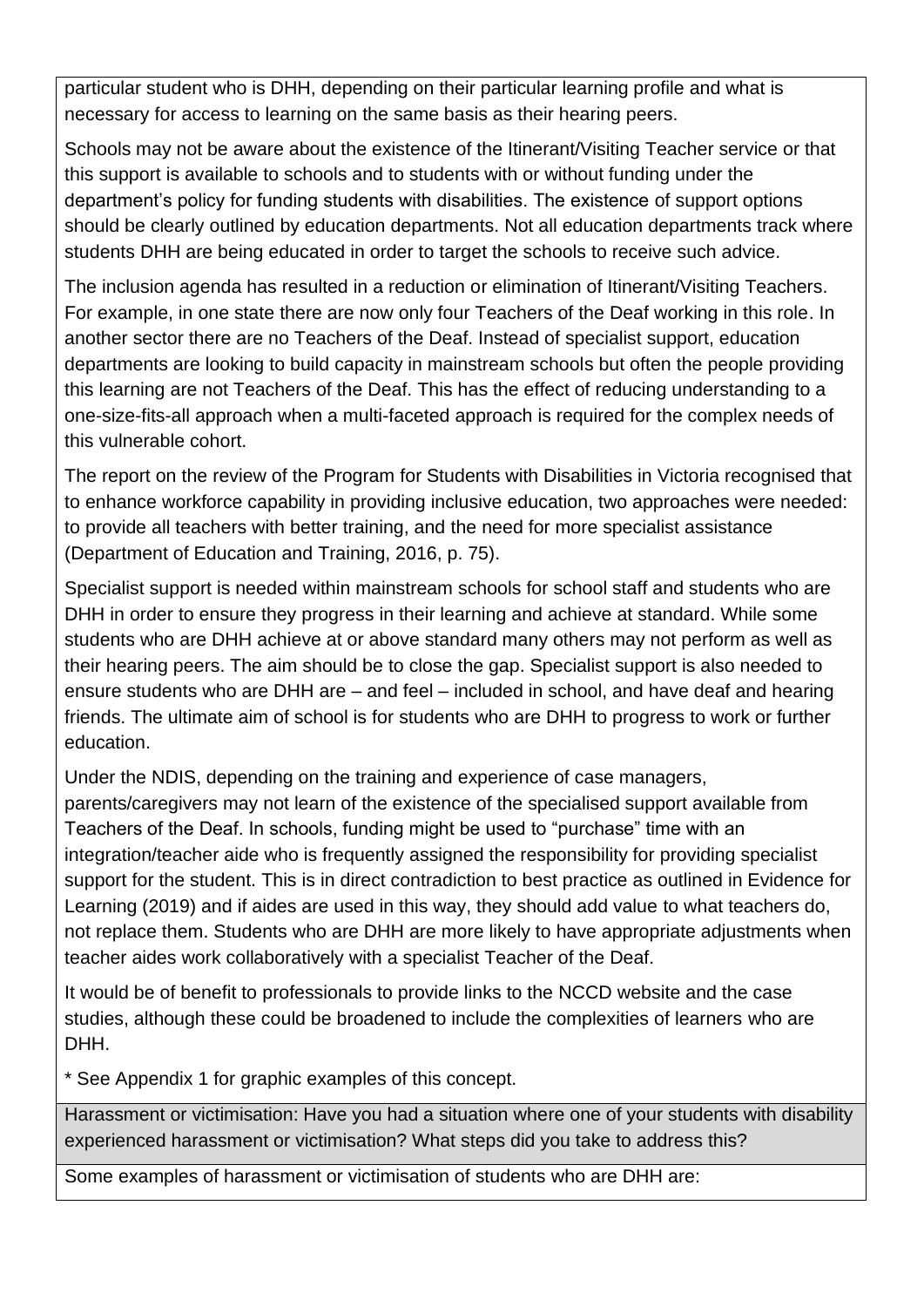particular student who is DHH, depending on their particular learning profile and what is necessary for access to learning on the same basis as their hearing peers.

Schools may not be aware about the existence of the Itinerant/Visiting Teacher service or that this support is available to schools and to students with or without funding under the department's policy for funding students with disabilities. The existence of support options should be clearly outlined by education departments. Not all education departments track where students DHH are being educated in order to target the schools to receive such advice.

The inclusion agenda has resulted in a reduction or elimination of Itinerant/Visiting Teachers. For example, in one state there are now only four Teachers of the Deaf working in this role. In another sector there are no Teachers of the Deaf. Instead of specialist support, education departments are looking to build capacity in mainstream schools but often the people providing this learning are not Teachers of the Deaf. This has the effect of reducing understanding to a one-size-fits-all approach when a multi-faceted approach is required for the complex needs of this vulnerable cohort.

The report on the review of the Program for Students with Disabilities in Victoria recognised that to enhance workforce capability in providing inclusive education, two approaches were needed: to provide all teachers with better training, and the need for more specialist assistance (Department of Education and Training, 2016, p. 75).

Specialist support is needed within mainstream schools for school staff and students who are DHH in order to ensure they progress in their learning and achieve at standard. While some students who are DHH achieve at or above standard many others may not perform as well as their hearing peers. The aim should be to close the gap. Specialist support is also needed to ensure students who are DHH are – and feel – included in school, and have deaf and hearing friends. The ultimate aim of school is for students who are DHH to progress to work or further education.

Under the NDIS, depending on the training and experience of case managers, parents/caregivers may not learn of the existence of the specialised support available from Teachers of the Deaf. In schools, funding might be used to "purchase" time with an integration/teacher aide who is frequently assigned the responsibility for providing specialist support for the student. This is in direct contradiction to best practice as outlined in Evidence for Learning (2019) and if aides are used in this way, they should add value to what teachers do, not replace them. Students who are DHH are more likely to have appropriate adjustments when teacher aides work collaboratively with a specialist Teacher of the Deaf.

It would be of benefit to professionals to provide links to the NCCD website and the case studies, although these could be broadened to include the complexities of learners who are DHH.

* See Appendix 1 for graphic examples of this concept.

Harassment or victimisation: Have you had a situation where one of your students with disability experienced harassment or victimisation? What steps did you take to address this?

Some examples of harassment or victimisation of students who are DHH are: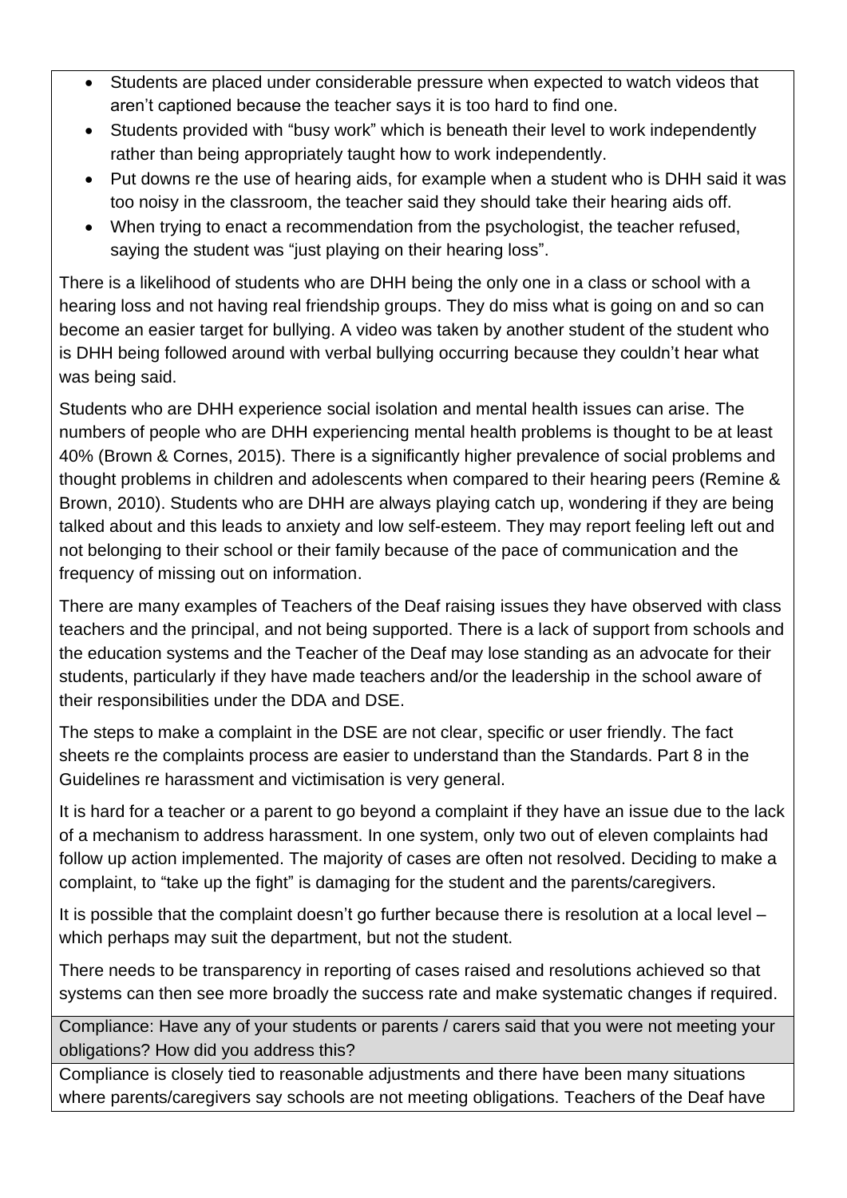- Students are placed under considerable pressure when expected to watch videos that aren't captioned because the teacher says it is too hard to find one.
- Students provided with "busy work" which is beneath their level to work independently rather than being appropriately taught how to work independently.
- Put downs re the use of hearing aids, for example when a student who is DHH said it was too noisy in the classroom, the teacher said they should take their hearing aids off.
- When trying to enact a recommendation from the psychologist, the teacher refused, saying the student was "just playing on their hearing loss".

There is a likelihood of students who are DHH being the only one in a class or school with a hearing loss and not having real friendship groups. They do miss what is going on and so can become an easier target for bullying. A video was taken by another student of the student who is DHH being followed around with verbal bullying occurring because they couldn't hear what was being said.

Students who are DHH experience social isolation and mental health issues can arise. The numbers of people who are DHH experiencing mental health problems is thought to be at least 40% (Brown & Cornes, 2015). There is a significantly higher prevalence of social problems and thought problems in children and adolescents when compared to their hearing peers (Remine & Brown, 2010). Students who are DHH are always playing catch up, wondering if they are being talked about and this leads to anxiety and low self-esteem. They may report feeling left out and not belonging to their school or their family because of the pace of communication and the frequency of missing out on information.

There are many examples of Teachers of the Deaf raising issues they have observed with class teachers and the principal, and not being supported. There is a lack of support from schools and the education systems and the Teacher of the Deaf may lose standing as an advocate for their students, particularly if they have made teachers and/or the leadership in the school aware of their responsibilities under the DDA and DSE.

The steps to make a complaint in the DSE are not clear, specific or user friendly. The fact sheets re the complaints process are easier to understand than the Standards. Part 8 in the Guidelines re harassment and victimisation is very general.

It is hard for a teacher or a parent to go beyond a complaint if they have an issue due to the lack of a mechanism to address harassment. In one system, only two out of eleven complaints had follow up action implemented. The majority of cases are often not resolved. Deciding to make a complaint, to "take up the fight" is damaging for the student and the parents/caregivers.

It is possible that the complaint doesn't go further because there is resolution at a local level – which perhaps may suit the department, but not the student.

There needs to be transparency in reporting of cases raised and resolutions achieved so that systems can then see more broadly the success rate and make systematic changes if required.

**Compliance: Have any of your students or parents / carers said that you were not meeting your obligations? How did you address this?**

Compliance is closely tied to reasonable adjustments and there have been many situations where parents/caregivers say schools are not meeting obligations. Teachers of the Deaf have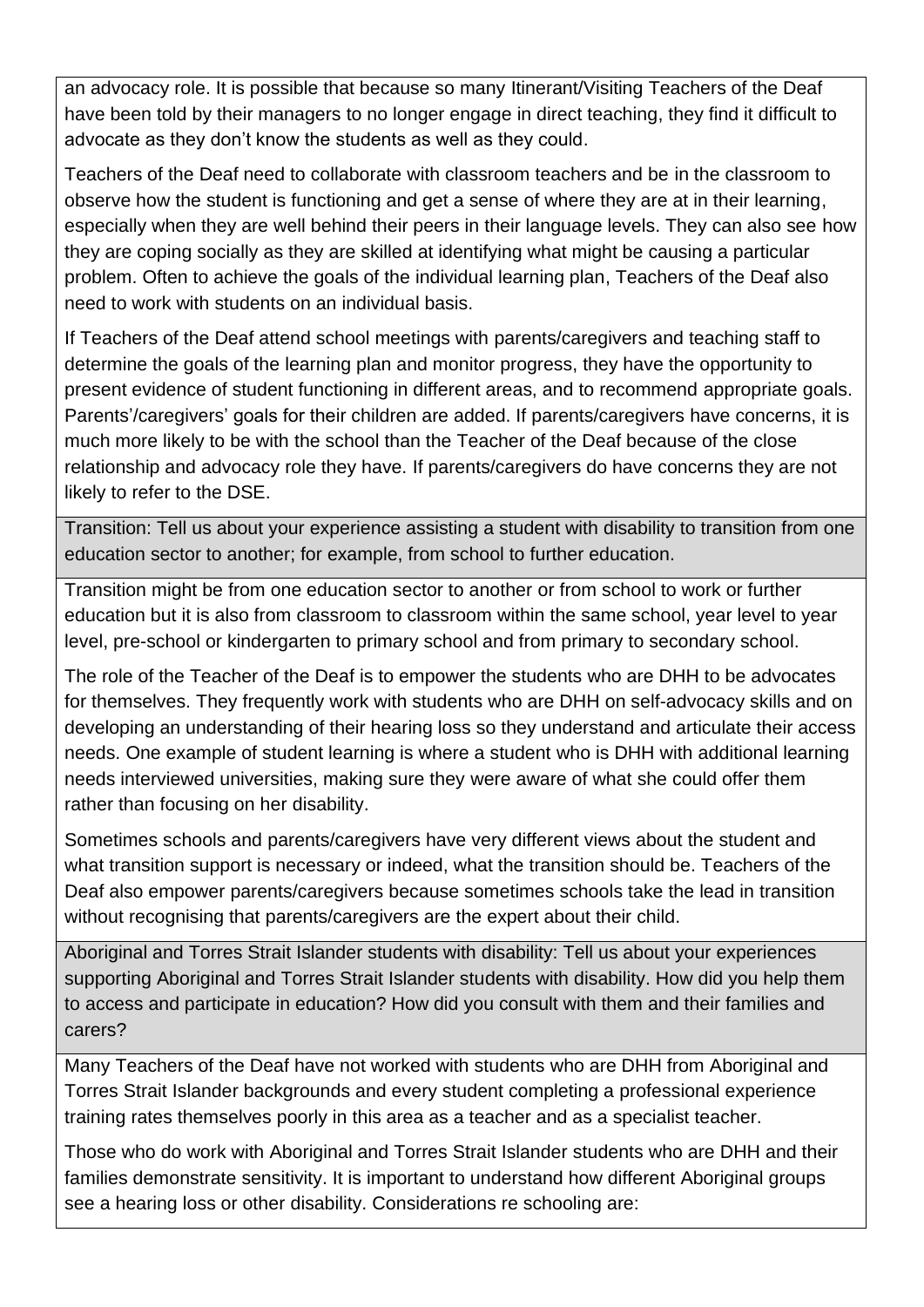an advocacy role. It is possible that because so many Itinerant/Visiting Teachers of the Deaf have been told by their managers to no longer engage in direct teaching, they find it difficult to advocate as they don't know the students as well as they could.

Teachers of the Deaf need to collaborate with classroom teachers and be in the classroom to observe how the student is functioning and get a sense of where they are at in their learning, especially when they are well behind their peers in their language levels. They can also see how they are coping socially as they are skilled at identifying what might be causing a particular problem. Often to achieve the goals of the individual learning plan, Teachers of the Deaf also need to work with students on an individual basis.

If Teachers of the Deaf attend school meetings with parents/caregivers and teaching staff to determine the goals of the learning plan and monitor progress, they have the opportunity to present evidence of student functioning in different areas, and to recommend appropriate goals. Parents'/caregivers' goals for their children are added. If parents/caregivers have concerns, it is much more likely to be with the school than the Teacher of the Deaf because of the close relationship and advocacy role they have. If parents/caregivers do have concerns they are not likely to refer to the DSE.

**Transition: Tell us about your experience assisting a student with disability to transition from one education sector to another; for example, from school to further education.**

Transition might be from one education sector to another or from school to work or further education but it is also from classroom to classroom within the same school, year level to year level, pre-school or kindergarten to primary school and from primary to secondary school.

The role of the Teacher of the Deaf is to empower the students who are DHH to be advocates for themselves. They frequently work with students who are DHH on self-advocacy skills and on developing an understanding of their hearing loss so they understand and articulate their access needs. One example of student learning is where a student who is DHH with additional learning needs interviewed universities, making sure they were aware of what she could offer them rather than focusing on her disability.

Sometimes schools and parents/caregivers have very different views about the student and what transition support is necessary or indeed, what the transition should be. Teachers of the Deaf also empower parents/caregivers because sometimes schools take the lead in transition without recognising that parents/caregivers are the expert about their child.

**Aboriginal and Torres Strait Islander students with disability: Tell us about your experiences supporting Aboriginal and Torres Strait Islander students with disability. How did you help them to access and participate in education? How did you consult with them and their families and carers?**

Many Teachers of the Deaf have not worked with students who are DHH from Aboriginal and Torres Strait Islander backgrounds and every student completing a professional experience training rates themselves poorly in this area as a teacher and as a specialist teacher.

Those who do work with Aboriginal and Torres Strait Islander students who are DHH and their families demonstrate sensitivity. It is important to understand how different Aboriginal groups see a hearing loss or other disability. Considerations re schooling are: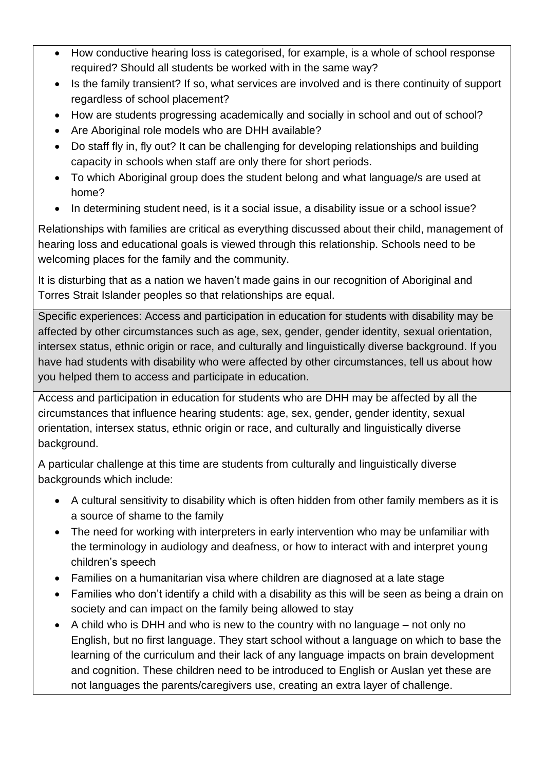- How conductive hearing loss is categorised, for example, is a whole of school response required? Should all students be worked with in the same way?
- Is the family transient? If so, what services are involved and is there continuity of support regardless of school placement?
- How are students progressing academically and socially in school and out of school?
- Are Aboriginal role models who are DHH available?
- Do staff fly in, fly out? It can be challenging for developing relationships and building capacity in schools when staff are only there for short periods.
- To which Aboriginal group does the student belong and what language/s are used at home?
- In determining student need, is it a social issue, a disability issue or a school issue?

Relationships with families are critical as everything discussed about their child, management of hearing loss and educational goals is viewed through this relationship. Schools need to be welcoming places for the family and the community.

It is disturbing that as a nation we haven't made gains in our recognition of Aboriginal and Torres Strait Islander peoples so that relationships are equal.

Specific experiences: Access and participation in education for students with disability may be affected by other circumstances such as age, sex, gender, gender identity, sexual orientation, intersex status, ethnic origin or race, and culturally and linguistically diverse background. If you have had students with disability who were affected by other circumstances, tell us about how you helped them to access and participate in education.

Access and participation in education for students who are DHH may be affected by all the circumstances that influence hearing students: age, sex, gender, gender identity, sexual orientation, intersex status, ethnic origin or race, and culturally and linguistically diverse background.

A particular challenge at this time are students from culturally and linguistically diverse backgrounds which include:

- A cultural sensitivity to disability which is often hidden from other family members as it is a source of shame to the family
- The need for working with interpreters in early intervention who may be unfamiliar with the terminology in audiology and deafness, or how to interact with and interpret young children's speech
- Families on a humanitarian visa where children are diagnosed at a late stage
- Families who don't identify a child with a disability as this will be seen as being a drain on society and can impact on the family being allowed to stay
- A child who is DHH and who is new to the country with no language – not only no English, but no first language. They start school without a language on which to base the learning of the curriculum and their lack of any language impacts on brain development and cognition. These children need to be introduced to English or Auslan yet these are not languages the parents/caregivers use, creating an extra layer of challenge.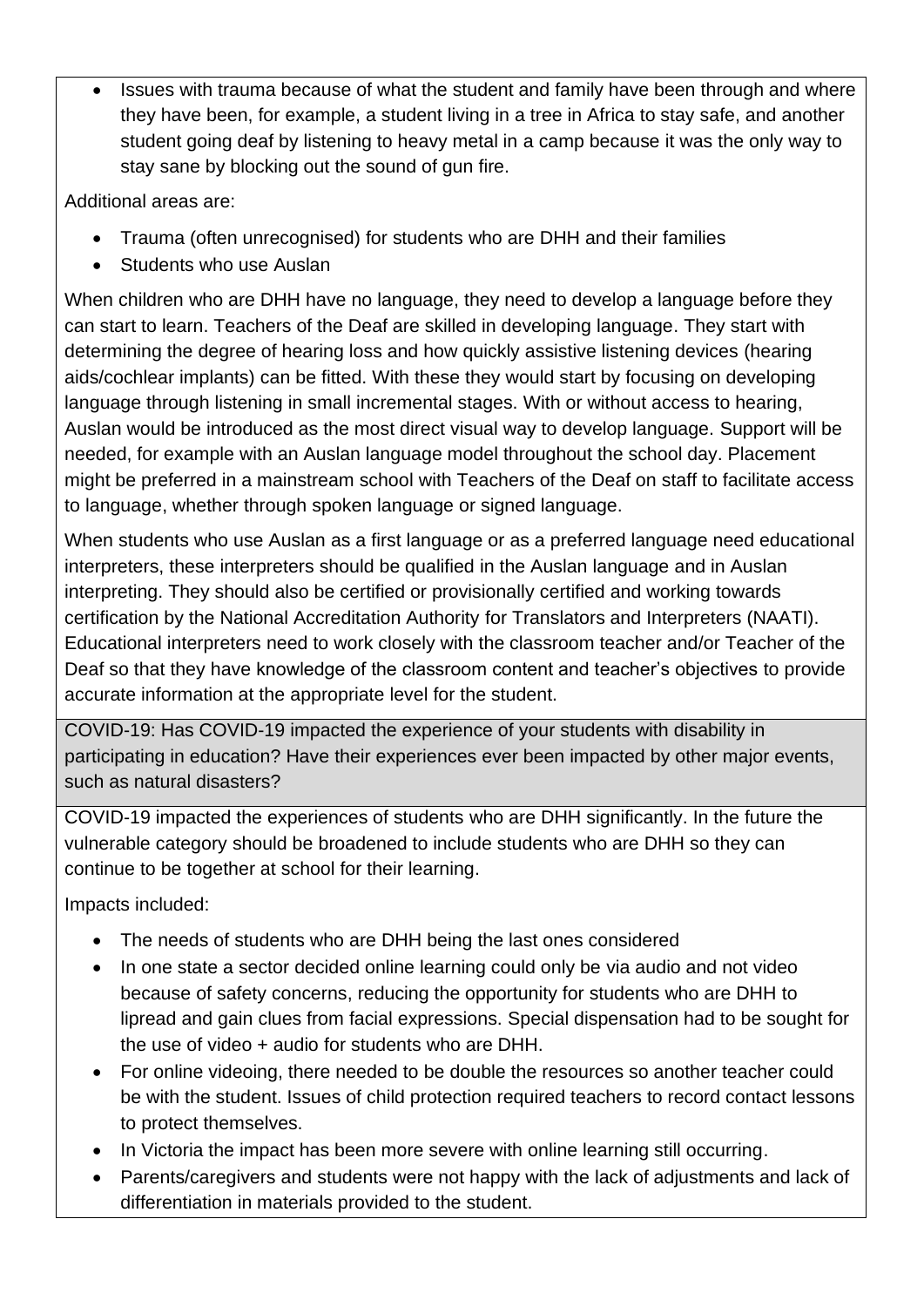- Issues with trauma because of what the student and family have been through and where they have been, for example, a student living in a tree in Africa to stay safe, and another student going deaf by listening to heavy metal in a camp because it was the only way to stay sane by blocking out the sound of gun fire.

Additional areas are:

- Trauma (often unrecognised) for students who are DHH and their families
- Students who use Auslan

When children who are DHH have no language, they need to develop a language before they can start to learn. Teachers of the Deaf are skilled in developing language. They start with determining the degree of hearing loss and how quickly assistive listening devices (hearing aids/cochlear implants) can be fitted. With these they would start by focusing on developing language through listening in small incremental stages. With or without access to hearing, Auslan would be introduced as the most direct visual way to develop language. Support will be needed, for example with an Auslan language model throughout the school day. Placement might be preferred in a mainstream school with Teachers of the Deaf on staff to facilitate access to language, whether through spoken language or signed language.

When students who use Auslan as a first language or as a preferred language need educational interpreters, these interpreters should be qualified in the Auslan language and in Auslan interpreting. They should also be certified or provisionally certified and working towards certification by the National Accreditation Authority for Translators and Interpreters (NAATI). Educational interpreters need to work closely with the classroom teacher and/or Teacher of the Deaf so that they have knowledge of the classroom content and teacher's objectives to provide accurate information at the appropriate level for the student.

COVID-19: Has COVID-19 impacted the experience of your students with disability in participating in education? Have their experiences ever been impacted by other major events, such as natural disasters?

COVID-19 impacted the experiences of students who are DHH significantly. In the future the vulnerable category should be broadened to include students who are DHH so they can continue to be together at school for their learning.

Impacts included:

- The needs of students who are DHH being the last ones considered
- In one state a sector decided online learning could only be via audio and not video because of safety concerns, reducing the opportunity for students who are DHH to lipread and gain clues from facial expressions. Special dispensation had to be sought for the use of video + audio for students who are DHH.
- For online videoing, there needed to be double the resources so another teacher could be with the student. Issues of child protection required teachers to record contact lessons to protect themselves.
- In Victoria the impact has been more severe with online learning still occurring.
- Parents/caregivers and students were not happy with the lack of adjustments and lack of differentiation in materials provided to the student.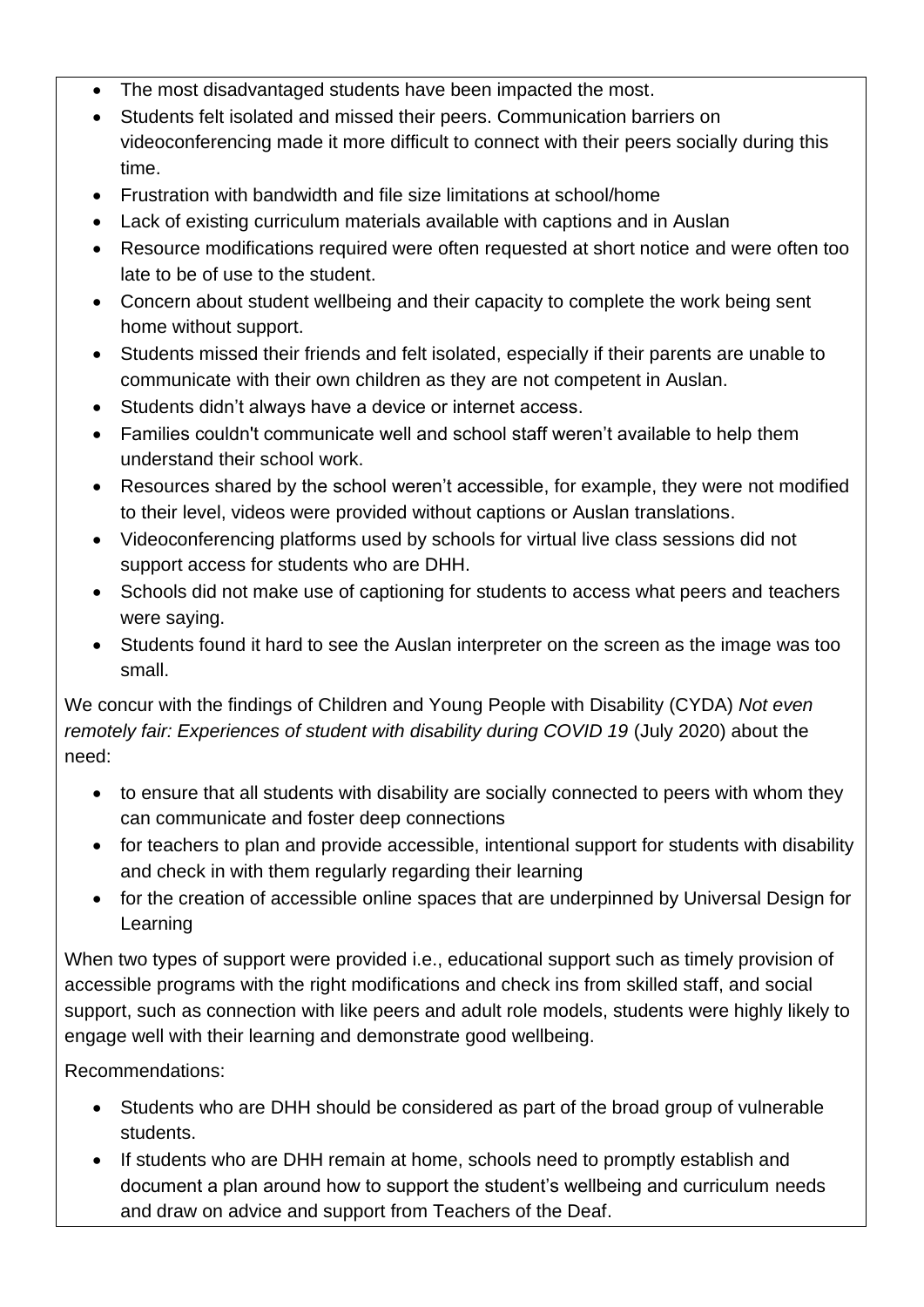- The most disadvantaged students have been impacted the most.
- Students felt isolated and missed their peers. Communication barriers on videoconferencing made it more difficult to connect with their peers socially during this time.
- Frustration with bandwidth and file size limitations at school/home
- Lack of existing curriculum materials available with captions and in Auslan
- Resource modifications required were often requested at short notice and were often too late to be of use to the student.
- Concern about student wellbeing and their capacity to complete the work being sent home without support.
- Students missed their friends and felt isolated, especially if their parents are unable to communicate with their own children as they are not competent in Auslan.
- Students didn't always have a device or internet access.
- Families couldn't communicate well and school staff weren't available to help them understand their school work.
- Resources shared by the school weren't accessible, for example, they were not modified to their level, videos were provided without captions or Auslan translations.
- Videoconferencing platforms used by schools for virtual live class sessions did not support access for students who are DHH.
- Schools did not make use of captioning for students to access what peers and teachers were saying.
- Students found it hard to see the Auslan interpreter on the screen as the image was too small.

We concur with the findings of Children and Young People with Disability (CYDA) *Not even remotely fair: Experiences of student with disability during COVID 19* (July 2020) about the need:

- to ensure that all students with disability are socially connected to peers with whom they can communicate and foster deep connections
- for teachers to plan and provide accessible, intentional support for students with disability and check in with them regularly regarding their learning
- for the creation of accessible online spaces that are underpinned by Universal Design for Learning

When two types of support were provided i.e., educational support such as timely provision of accessible programs with the right modifications and check ins from skilled staff, and social support, such as connection with like peers and adult role models, students were highly likely to engage well with their learning and demonstrate good wellbeing.

Recommendations:

- Students who are DHH should be considered as part of the broad group of vulnerable students.
- If students who are DHH remain at home, schools need to promptly establish and document a plan around how to support the student's wellbeing and curriculum needs and draw on advice and support from Teachers of the Deaf.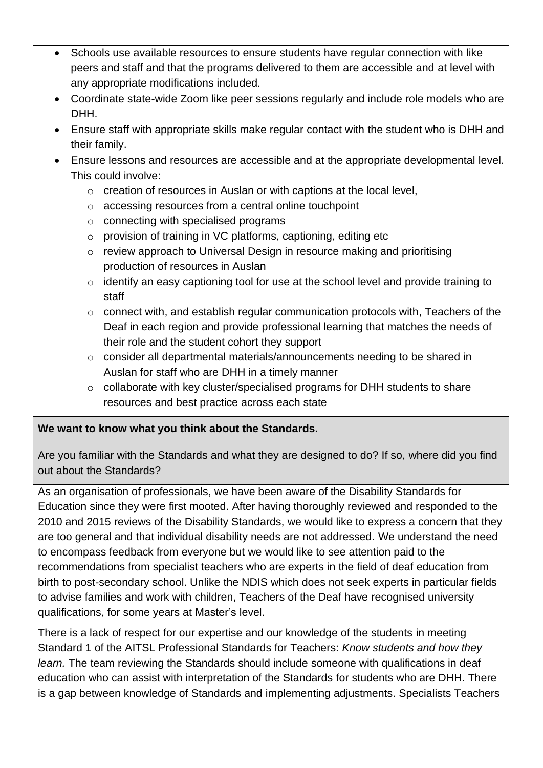- Schools use available resources to ensure students have regular connection with like peers and staff and that the programs delivered to them are accessible and at level with any appropriate modifications included.
- Coordinate state-wide Zoom like peer sessions regularly and include role models who are DHH.
- Ensure staff with appropriate skills make regular contact with the student who is DHH and their family.
- Ensure lessons and resources are accessible and at the appropriate developmental level. This could involve:
  - creation of resources in Auslan or with captions at the local level,
  - accessing resources from a central online touchpoint
  - connecting with specialised programs
  - provision of training in VC platforms, captioning, editing etc
  - review approach to Universal Design in resource making and prioritising production of resources in Auslan
  - identify an easy captioning tool for use at the school level and provide training to staff
  - connect with, and establish regular communication protocols with, Teachers of the Deaf in each region and provide professional learning that matches the needs of their role and the student cohort they support
  - consider all departmental materials/announcements needing to be shared in Auslan for staff who are DHH in a timely manner
  - collaborate with key cluster/specialised programs for DHH students to share resources and best practice across each state

**We want to know what you think about the Standards.**

Are you familiar with the Standards and what they are designed to do? If so, where did you find out about the Standards?

As an organisation of professionals, we have been aware of the Disability Standards for Education since they were first mooted. After having thoroughly reviewed and responded to the 2010 and 2015 reviews of the Disability Standards, we would like to express a concern that they are too general and that individual disability needs are not addressed. We understand the need to encompass feedback from everyone but we would like to see attention paid to the recommendations from specialist teachers who are experts in the field of deaf education from birth to post-secondary school. Unlike the NDIS which does not seek experts in particular fields to advise families and work with children, Teachers of the Deaf have recognised university qualifications, for some years at Master's level.

There is a lack of respect for our expertise and our knowledge of the students in meeting Standard 1 of the AITSL Professional Standards for Teachers: *Know students and how they learn.* The team reviewing the Standards should include someone with qualifications in deaf education who can assist with interpretation of the Standards for students who are DHH. There is a gap between knowledge of Standards and implementing adjustments. Specialists Teachers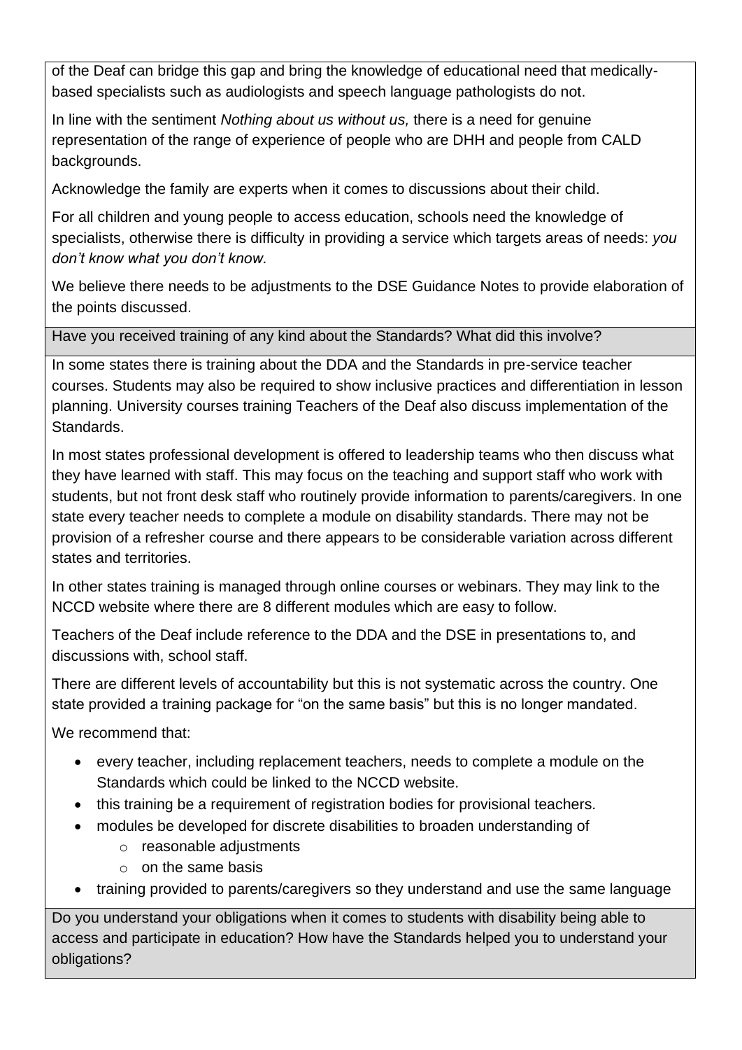of the Deaf can bridge this gap and bring the knowledge of educational need that medically-based specialists such as audiologists and speech language pathologists do not.

In line with the sentiment *Nothing about us without us,* there is a need for genuine representation of the range of experience of people who are DHH and people from CALD backgrounds.

Acknowledge the family are experts when it comes to discussions about their child.

For all children and young people to access education, schools need the knowledge of specialists, otherwise there is difficulty in providing a service which targets areas of needs: *you don't know what you don't know.*

We believe there needs to be adjustments to the DSE Guidance Notes to provide elaboration of the points discussed.

**Have you received training of any kind about the Standards? What did this involve?**

In some states there is training about the DDA and the Standards in pre-service teacher courses. Students may also be required to show inclusive practices and differentiation in lesson planning. University courses training Teachers of the Deaf also discuss implementation of the Standards.

In most states professional development is offered to leadership teams who then discuss what they have learned with staff. This may focus on the teaching and support staff who work with students, but not front desk staff who routinely provide information to parents/caregivers. In one state every teacher needs to complete a module on disability standards. There may not be provision of a refresher course and there appears to be considerable variation across different states and territories.

In other states training is managed through online courses or webinars. They may link to the NCCD website where there are 8 different modules which are easy to follow.

Teachers of the Deaf include reference to the DDA and the DSE in presentations to, and discussions with, school staff.

There are different levels of accountability but this is not systematic across the country. One state provided a training package for "on the same basis" but this is no longer mandated.

We recommend that:

- every teacher, including replacement teachers, needs to complete a module on the Standards which could be linked to the NCCD website.
- this training be a requirement of registration bodies for provisional teachers.
- modules be developed for discrete disabilities to broaden understanding of
  - reasonable adjustments
  - on the same basis
- training provided to parents/caregivers so they understand and use the same language

**Do you understand your obligations when it comes to students with disability being able to access and participate in education? How have the Standards helped you to understand your obligations?**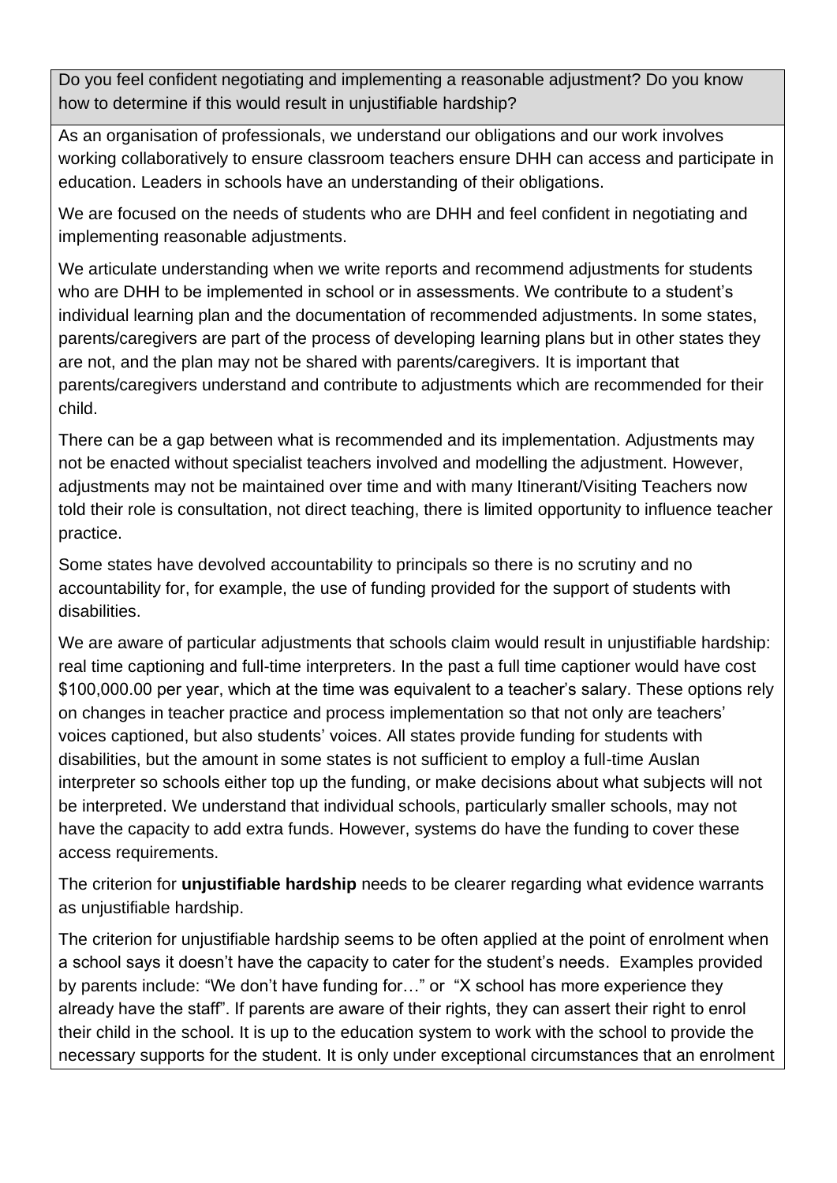| Do you feel confident negotiating and implementing a reasonable adjustment? Do you know how to determine if this would result in unjustifiable hardship? |
| --- |
| As an organisation of professionals, we understand our obligations and our work involves working collaboratively to ensure classroom teachers ensure DHH can access and participate in education. Leaders in schools have an understanding of their obligations.<br><br>We are focused on the needs of students who are DHH and feel confident in negotiating and implementing reasonable adjustments.<br><br>We articulate understanding when we write reports and recommend adjustments for students who are DHH to be implemented in school or in assessments. We contribute to a student's individual learning plan and the documentation of recommended adjustments. In some states, parents/caregivers are part of the process of developing learning plans but in other states they are not, and the plan may not be shared with parents/caregivers. It is important that parents/caregivers understand and contribute to adjustments which are recommended for their child.<br><br>There can be a gap between what is recommended and its implementation. Adjustments may not be enacted without specialist teachers involved and modelling the adjustment. However, adjustments may not be maintained over time and with many Itinerant/Visiting Teachers now told their role is consultation, not direct teaching, there is limited opportunity to influence teacher practice.<br><br>Some states have devolved accountability to principals so there is no scrutiny and no accountability for, for example, the use of funding provided for the support of students with disabilities.<br><br>We are aware of particular adjustments that schools claim would result in unjustifiable hardship: real time captioning and full-time interpreters. In the past a full time captioner would have cost $100,000.00 per year, which at the time was equivalent to a teacher's salary. These options rely on changes in teacher practice and process implementation so that not only are teachers' voices captioned, but also students' voices. All states provide funding for students with disabilities, but the amount in some states is not sufficient to employ a full-time Auslan interpreter so schools either top up the funding, or make decisions about what subjects will not be interpreted. We understand that individual schools, particularly smaller schools, may not have the capacity to add extra funds. However, systems do have the funding to cover these access requirements.<br><br>The criterion for **unjustifiable hardship** needs to be clearer regarding what evidence warrants as unjustifiable hardship.<br><br>The criterion for unjustifiable hardship seems to be often applied at the point of enrolment when a school says it doesn't have the capacity to cater for the student's needs. Examples provided by parents include: "We don't have funding for…" or "X school has more experience they already have the staff". If parents are aware of their rights, they can assert their right to enrol their child in the school. It is up to the education system to work with the school to provide the necessary supports for the student. It is only under exceptional circumstances that an enrolment |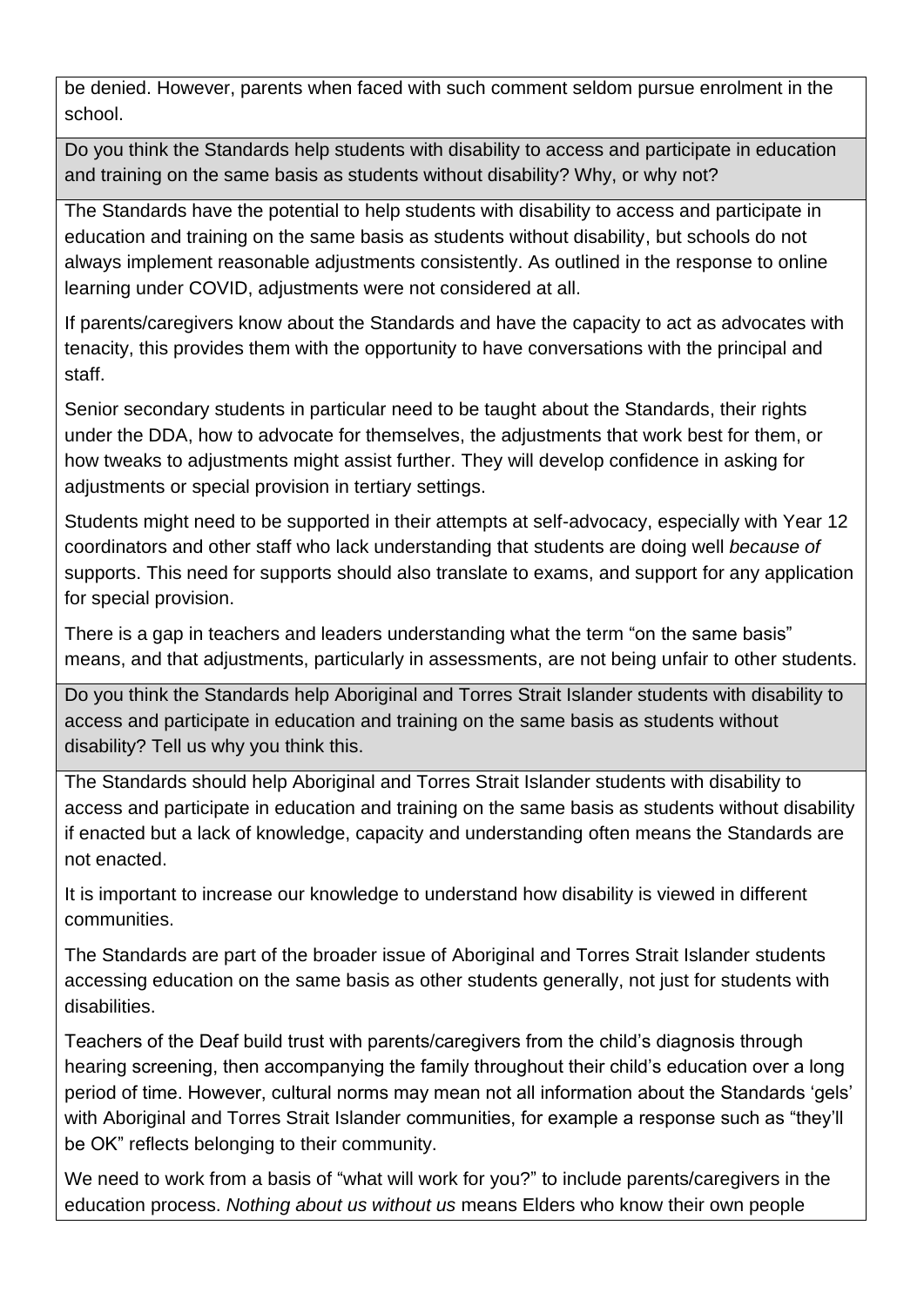be denied. However, parents when faced with such comment seldom pursue enrolment in the school.

**Do you think the Standards help students with disability to access and participate in education and training on the same basis as students without disability? Why, or why not?**

The Standards have the potential to help students with disability to access and participate in education and training on the same basis as students without disability, but schools do not always implement reasonable adjustments consistently. As outlined in the response to online learning under COVID, adjustments were not considered at all.

If parents/caregivers know about the Standards and have the capacity to act as advocates with tenacity, this provides them with the opportunity to have conversations with the principal and staff.

Senior secondary students in particular need to be taught about the Standards, their rights under the DDA, how to advocate for themselves, the adjustments that work best for them, or how tweaks to adjustments might assist further. They will develop confidence in asking for adjustments or special provision in tertiary settings.

Students might need to be supported in their attempts at self-advocacy, especially with Year 12 coordinators and other staff who lack understanding that students are doing well *because of* supports. This need for supports should also translate to exams, and support for any application for special provision.

There is a gap in teachers and leaders understanding what the term "on the same basis" means, and that adjustments, particularly in assessments, are not being unfair to other students.

**Do you think the Standards help Aboriginal and Torres Strait Islander students with disability to access and participate in education and training on the same basis as students without disability? Tell us why you think this.**

The Standards should help Aboriginal and Torres Strait Islander students with disability to access and participate in education and training on the same basis as students without disability if enacted but a lack of knowledge, capacity and understanding often means the Standards are not enacted.

It is important to increase our knowledge to understand how disability is viewed in different communities.

The Standards are part of the broader issue of Aboriginal and Torres Strait Islander students accessing education on the same basis as other students generally, not just for students with disabilities.

Teachers of the Deaf build trust with parents/caregivers from the child's diagnosis through hearing screening, then accompanying the family throughout their child's education over a long period of time. However, cultural norms may mean not all information about the Standards 'gels' with Aboriginal and Torres Strait Islander communities, for example a response such as "they'll be OK" reflects belonging to their community.

We need to work from a basis of "what will work for you?" to include parents/caregivers in the education process. *Nothing about us without us* means Elders who know their own people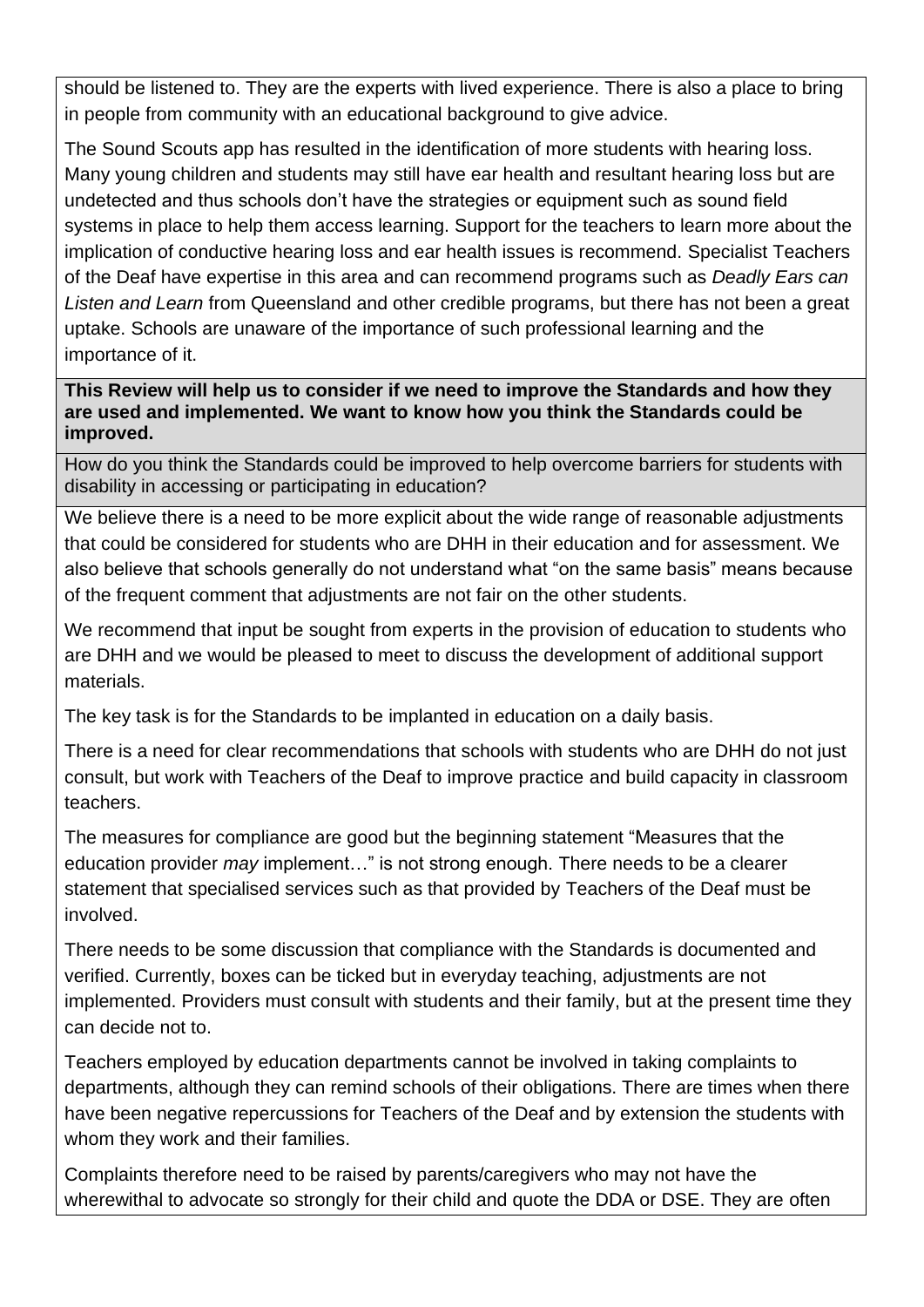should be listened to. They are the experts with lived experience. There is also a place to bring in people from community with an educational background to give advice.

The Sound Scouts app has resulted in the identification of more students with hearing loss. Many young children and students may still have ear health and resultant hearing loss but are undetected and thus schools don't have the strategies or equipment such as sound field systems in place to help them access learning. Support for the teachers to learn more about the implication of conductive hearing loss and ear health issues is recommend. Specialist Teachers of the Deaf have expertise in this area and can recommend programs such as *Deadly Ears can Listen and Learn* from Queensland and other credible programs, but there has not been a great uptake. Schools are unaware of the importance of such professional learning and the importance of it.

**This Review will help us to consider if we need to improve the Standards and how they are used and implemented. We want to know how you think the Standards could be improved.**

How do you think the Standards could be improved to help overcome barriers for students with disability in accessing or participating in education?

We believe there is a need to be more explicit about the wide range of reasonable adjustments that could be considered for students who are DHH in their education and for assessment. We also believe that schools generally do not understand what "on the same basis" means because of the frequent comment that adjustments are not fair on the other students.

We recommend that input be sought from experts in the provision of education to students who are DHH and we would be pleased to meet to discuss the development of additional support materials.

The key task is for the Standards to be implanted in education on a daily basis.

There is a need for clear recommendations that schools with students who are DHH do not just consult, but work with Teachers of the Deaf to improve practice and build capacity in classroom teachers.

The measures for compliance are good but the beginning statement "Measures that the education provider *may* implement…" is not strong enough. There needs to be a clearer statement that specialised services such as that provided by Teachers of the Deaf must be involved.

There needs to be some discussion that compliance with the Standards is documented and verified. Currently, boxes can be ticked but in everyday teaching, adjustments are not implemented. Providers must consult with students and their family, but at the present time they can decide not to.

Teachers employed by education departments cannot be involved in taking complaints to departments, although they can remind schools of their obligations. There are times when there have been negative repercussions for Teachers of the Deaf and by extension the students with whom they work and their families.

Complaints therefore need to be raised by parents/caregivers who may not have the wherewithal to advocate so strongly for their child and quote the DDA or DSE. They are often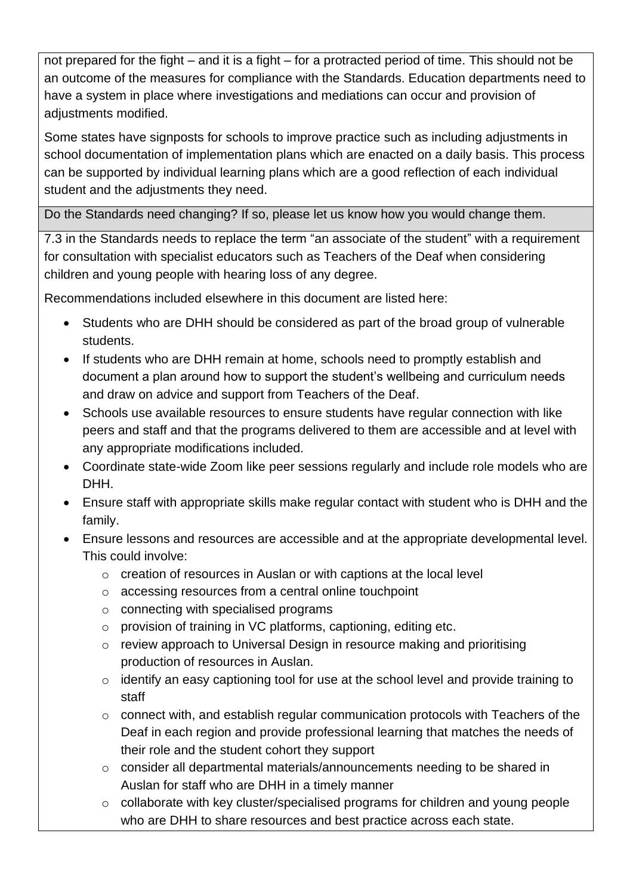not prepared for the fight – and it is a fight – for a protracted period of time. This should not be an outcome of the measures for compliance with the Standards. Education departments need to have a system in place where investigations and mediations can occur and provision of adjustments modified.

Some states have signposts for schools to improve practice such as including adjustments in school documentation of implementation plans which are enacted on a daily basis. This process can be supported by individual learning plans which are a good reflection of each individual student and the adjustments they need.

**Do the Standards need changing? If so, please let us know how you would change them.**

7.3 in the Standards needs to replace the term "an associate of the student" with a requirement for consultation with specialist educators such as Teachers of the Deaf when considering children and young people with hearing loss of any degree.

Recommendations included elsewhere in this document are listed here:

- Students who are DHH should be considered as part of the broad group of vulnerable students.
- If students who are DHH remain at home, schools need to promptly establish and document a plan around how to support the student's wellbeing and curriculum needs and draw on advice and support from Teachers of the Deaf.
- Schools use available resources to ensure students have regular connection with like peers and staff and that the programs delivered to them are accessible and at level with any appropriate modifications included.
- Coordinate state-wide Zoom like peer sessions regularly and include role models who are DHH.
- Ensure staff with appropriate skills make regular contact with student who is DHH and the family.
- Ensure lessons and resources are accessible and at the appropriate developmental level. This could involve:
  - creation of resources in Auslan or with captions at the local level
  - accessing resources from a central online touchpoint
  - connecting with specialised programs
  - provision of training in VC platforms, captioning, editing etc.
  - review approach to Universal Design in resource making and prioritising production of resources in Auslan.
  - identify an easy captioning tool for use at the school level and provide training to staff
  - connect with, and establish regular communication protocols with Teachers of the Deaf in each region and provide professional learning that matches the needs of their role and the student cohort they support
  - consider all departmental materials/announcements needing to be shared in Auslan for staff who are DHH in a timely manner
  - collaborate with key cluster/specialised programs for children and young people who are DHH to share resources and best practice across each state.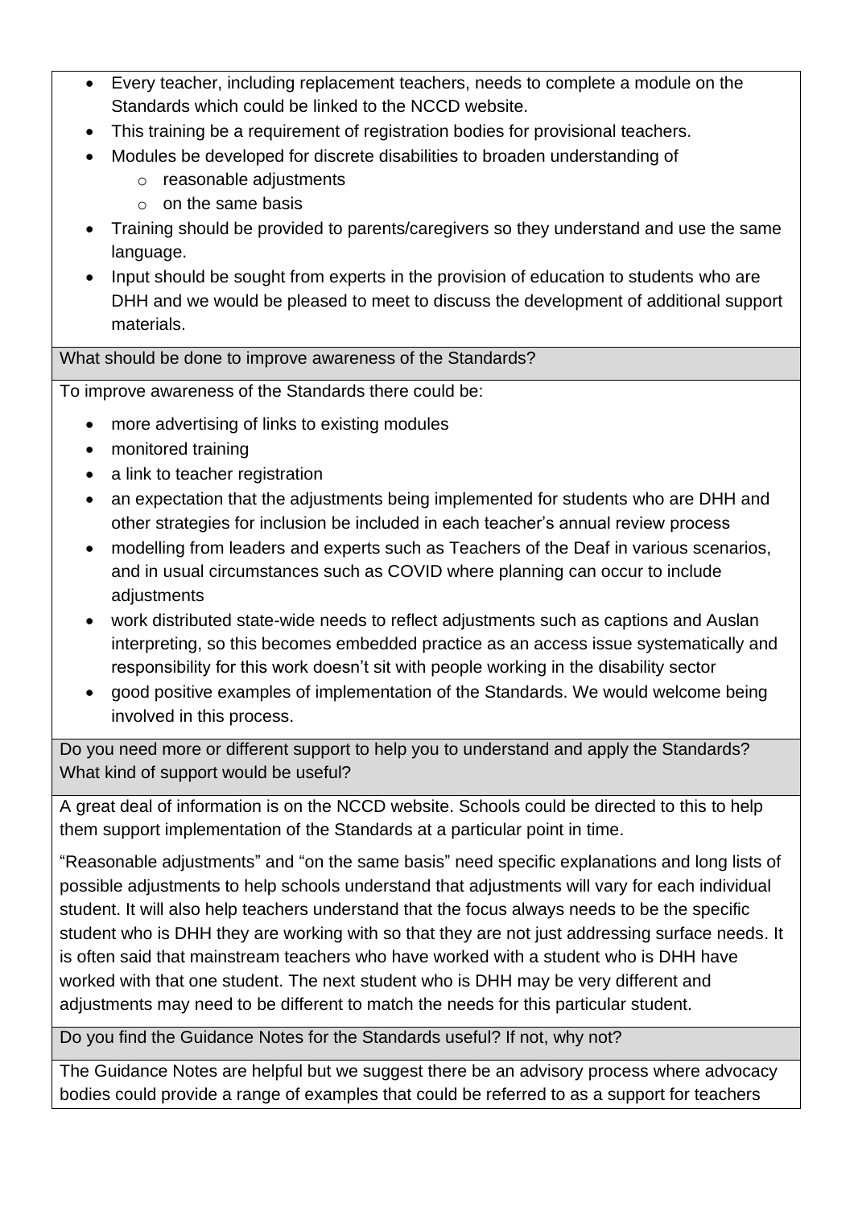- Every teacher, including replacement teachers, needs to complete a module on the Standards which could be linked to the NCCD website.
- This training be a requirement of registration bodies for provisional teachers.
- Modules be developed for discrete disabilities to broaden understanding of
  - reasonable adjustments
  - on the same basis
- Training should be provided to parents/caregivers so they understand and use the same language.
- Input should be sought from experts in the provision of education to students who are DHH and we would be pleased to meet to discuss the development of additional support materials.

**What should be done to improve awareness of the Standards?**

To improve awareness of the Standards there could be:

- more advertising of links to existing modules
- monitored training
- a link to teacher registration
- an expectation that the adjustments being implemented for students who are DHH and other strategies for inclusion be included in each teacher's annual review process
- modelling from leaders and experts such as Teachers of the Deaf in various scenarios, and in usual circumstances such as COVID where planning can occur to include adjustments
- work distributed state-wide needs to reflect adjustments such as captions and Auslan interpreting, so this becomes embedded practice as an access issue systematically and responsibility for this work doesn't sit with people working in the disability sector
- good positive examples of implementation of the Standards. We would welcome being involved in this process.

**Do you need more or different support to help you to understand and apply the Standards? What kind of support would be useful?**

A great deal of information is on the NCCD website. Schools could be directed to this to help them support implementation of the Standards at a particular point in time.

"Reasonable adjustments" and "on the same basis" need specific explanations and long lists of possible adjustments to help schools understand that adjustments will vary for each individual student. It will also help teachers understand that the focus always needs to be the specific student who is DHH they are working with so that they are not just addressing surface needs. It is often said that mainstream teachers who have worked with a student who is DHH have worked with that one student. The next student who is DHH may be very different and adjustments may need to be different to match the needs for this particular student.

**Do you find the Guidance Notes for the Standards useful? If not, why not?**

The Guidance Notes are helpful but we suggest there be an advisory process where advocacy bodies could provide a range of examples that could be referred to as a support for teachers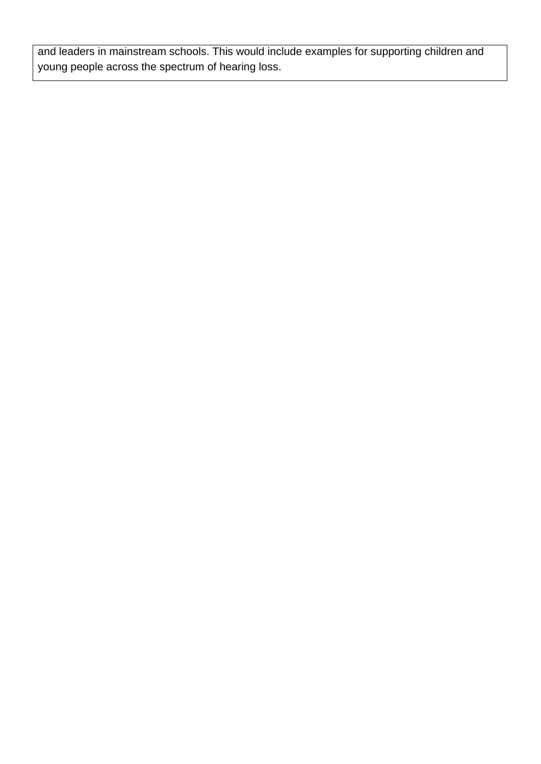| |
|---|
| and leaders in mainstream schools. This would include examples for supporting children and young people across the spectrum of hearing loss. |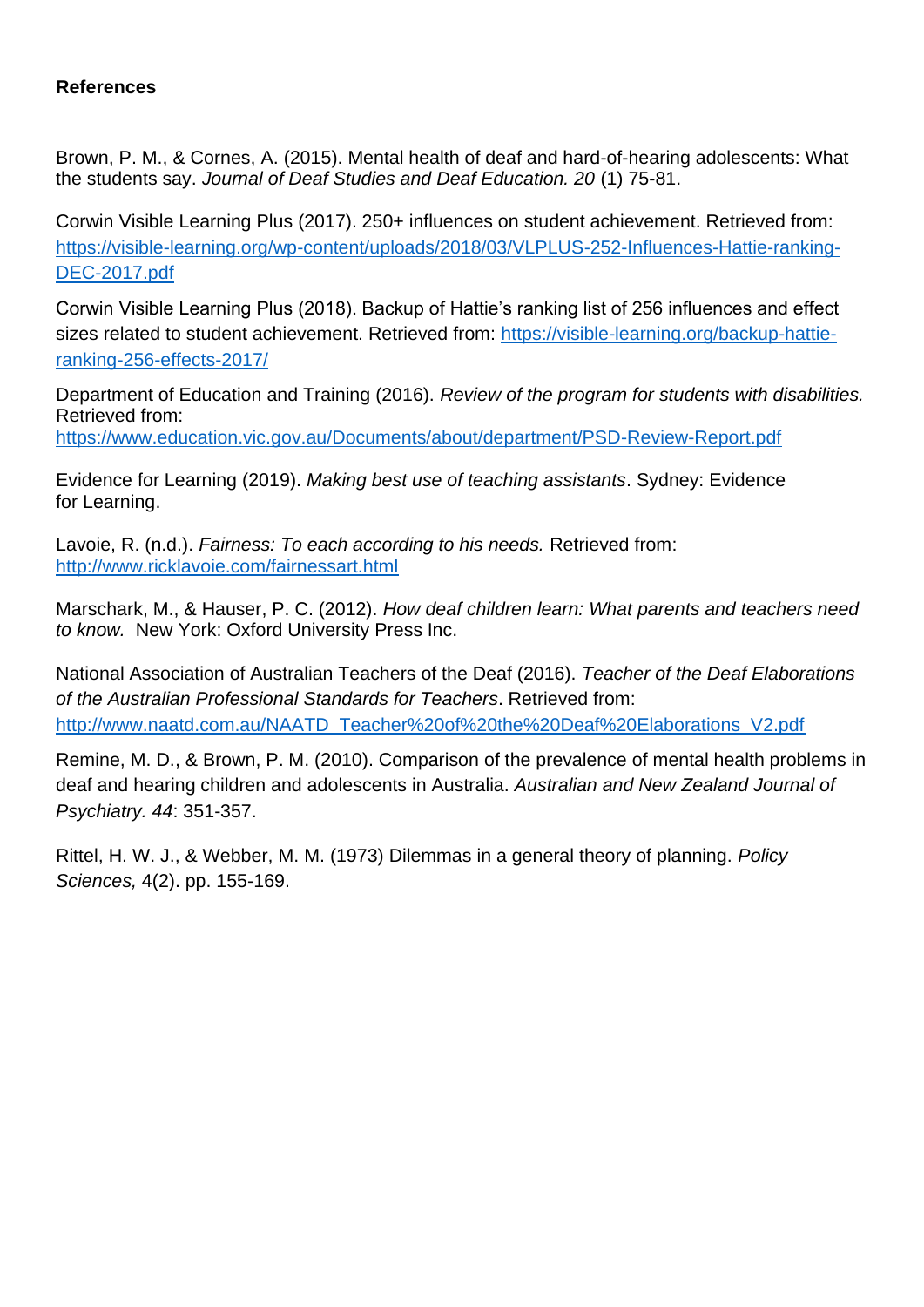**References**

Brown, P. M., & Cornes, A. (2015). Mental health of deaf and hard-of-hearing adolescents: What the students say. *Journal of Deaf Studies and Deaf Education. 20* (1) 75-81.

Corwin Visible Learning Plus (2017). 250+ influences on student achievement. Retrieved from: https://visible-learning.org/wp-content/uploads/2018/03/VLPLUS-252-Influences-Hattie-ranking-DEC-2017.pdf

Corwin Visible Learning Plus (2018). Backup of Hattie's ranking list of 256 influences and effect sizes related to student achievement. Retrieved from: https://visible-learning.org/backup-hattie-ranking-256-effects-2017/

Department of Education and Training (2016). *Review of the program for students with disabilities.* Retrieved from: https://www.education.vic.gov.au/Documents/about/department/PSD-Review-Report.pdf

Evidence for Learning (2019). *Making best use of teaching assistants*. Sydney: Evidence for Learning.

Lavoie, R. (n.d.). *Fairness: To each according to his needs.* Retrieved from: http://www.ricklavoie.com/fairnessart.html

Marschark, M., & Hauser, P. C. (2012). *How deaf children learn: What parents and teachers need to know.* New York: Oxford University Press Inc.

National Association of Australian Teachers of the Deaf (2016). *Teacher of the Deaf Elaborations of the Australian Professional Standards for Teachers*. Retrieved from: http://www.naatd.com.au/NAATD_Teacher%20of%20the%20Deaf%20Elaborations_V2.pdf

Remine, M. D., & Brown, P. M. (2010). Comparison of the prevalence of mental health problems in deaf and hearing children and adolescents in Australia. *Australian and New Zealand Journal of Psychiatry. 44*: 351-357.

Rittel, H. W. J., & Webber, M. M. (1973) Dilemmas in a general theory of planning. *Policy Sciences,* 4(2). pp. 155-169.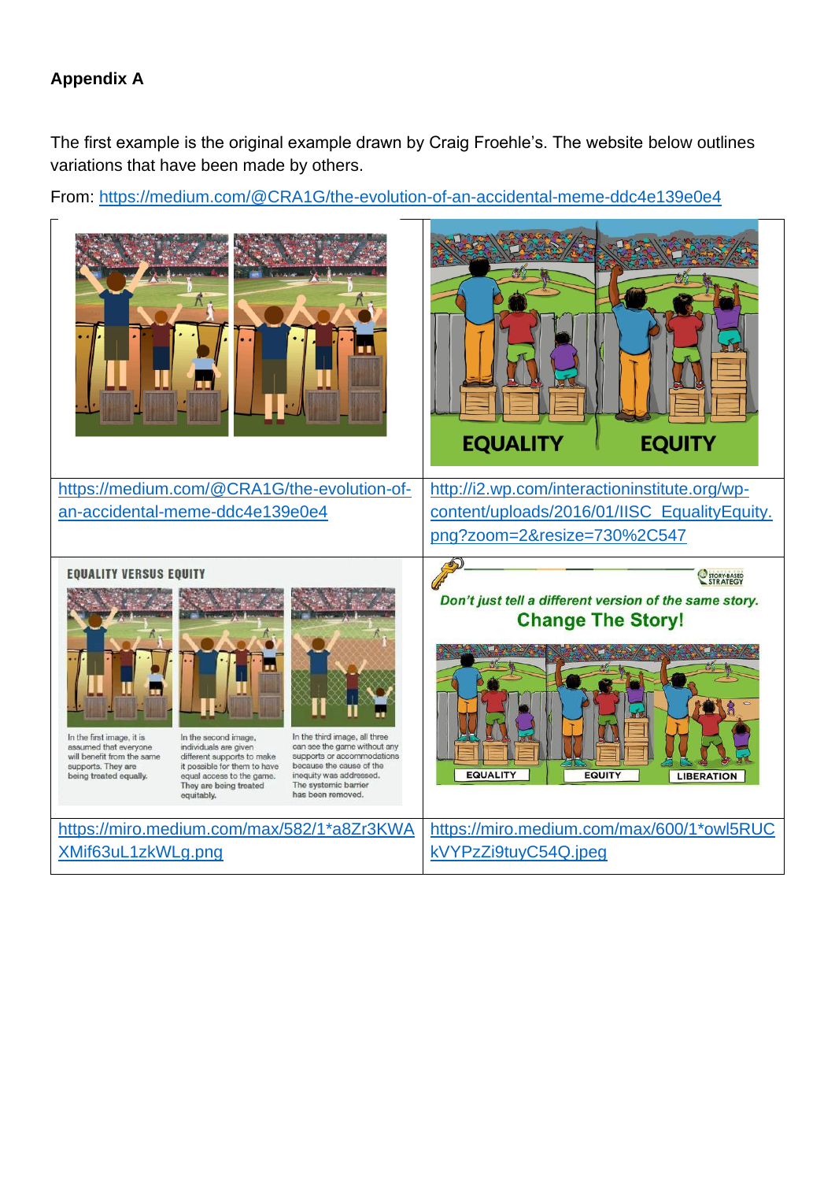**Appendix A**

The first example is the original example drawn by Craig Froehle's. The website below outlines variations that have been made by others.

From: https://medium.com/@CRA1G/the-evolution-of-an-accidental-meme-ddc4e139e0e4

| | |
|---|---|
| | |
| https://medium.com/@CRA1G/the-evolution-of-an-accidental-meme-ddc4e139e0e4 | http://i2.wp.com/interactioninstitute.org/wp-content/uploads/2016/01/IISC_EqualityEquity.png?zoom=2&resize=730%2C547 |
| | |
| https://miro.medium.com/max/582/1*a8Zr3KWAXMif63uL1zkWLg.png | https://miro.medium.com/max/600/1*owl5RUCkVYPzZi9tuyC54Q.jpeg |